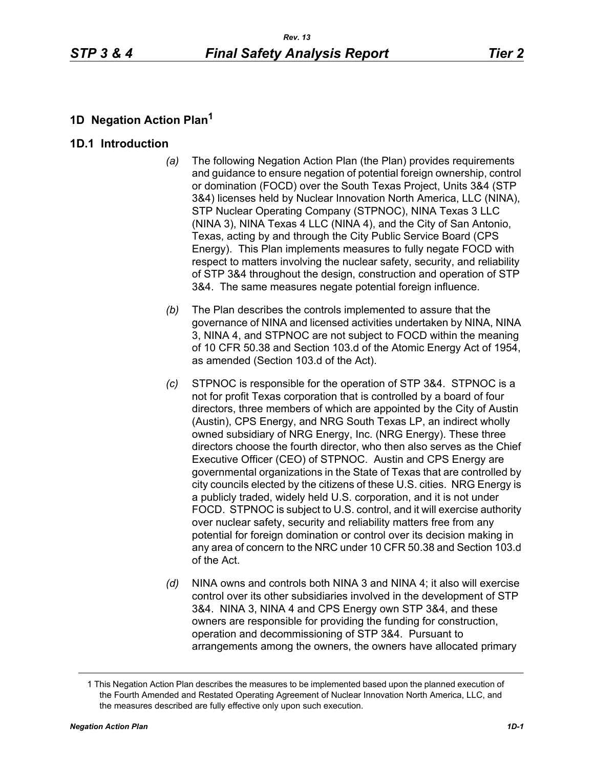# 1D Negation Action Plan[1]

## 1D.1 Introduction

*(a)* The following Negation Action Plan (the Plan) provides requirements and guidance to ensure negation of potential foreign ownership, control or domination (FOCD) over the South Texas Project, Units 3&4 (STP 3&4) licenses held by Nuclear Innovation North America, LLC (NINA), STP Nuclear Operating Company (STPNOC), NINA Texas 3 LLC (NINA 3), NINA Texas 4 LLC (NINA 4), and the City of San Antonio, Texas, acting by and through the City Public Service Board (CPS Energy). This Plan implements measures to fully negate FOCD with respect to matters involving the nuclear safety, security, and reliability of STP 3&4 throughout the design, construction and operation of STP 3&4. The same measures negate potential foreign influence.

*(b)* The Plan describes the controls implemented to assure that the governance of NINA and licensed activities undertaken by NINA, NINA 3, NINA 4, and STPNOC are not subject to FOCD within the meaning of 10 CFR 50.38 and Section 103.d of the Atomic Energy Act of 1954, as amended (Section 103.d of the Act).

*(c)* STPNOC is responsible for the operation of STP 3&4. STPNOC is a not for profit Texas corporation that is controlled by a board of four directors, three members of which are appointed by the City of Austin (Austin), CPS Energy, and NRG South Texas LP, an indirect wholly owned subsidiary of NRG Energy, Inc. (NRG Energy). These three directors choose the fourth director, who then also serves as the Chief Executive Officer (CEO) of STPNOC. Austin and CPS Energy are governmental organizations in the State of Texas that are controlled by city councils elected by the citizens of these U.S. cities. NRG Energy is a publicly traded, widely held U.S. corporation, and it is not under FOCD. STPNOC is subject to U.S. control, and it will exercise authority over nuclear safety, security and reliability matters free from any potential for foreign domination or control over its decision making in any area of concern to the NRC under 10 CFR 50.38 and Section 103.d of the Act.

*(d)* NINA owns and controls both NINA 3 and NINA 4; it also will exercise control over its other subsidiaries involved in the development of STP 3&4. NINA 3, NINA 4 and CPS Energy own STP 3&4, and these owners are responsible for providing the funding for construction, operation and decommissioning of STP 3&4. Pursuant to arrangements among the owners, the owners have allocated primary

---

[1] This Negation Action Plan describes the measures to be implemented based upon the planned execution of the Fourth Amended and Restated Operating Agreement of Nuclear Innovation North America, LLC, and the measures described are fully effective only upon such execution.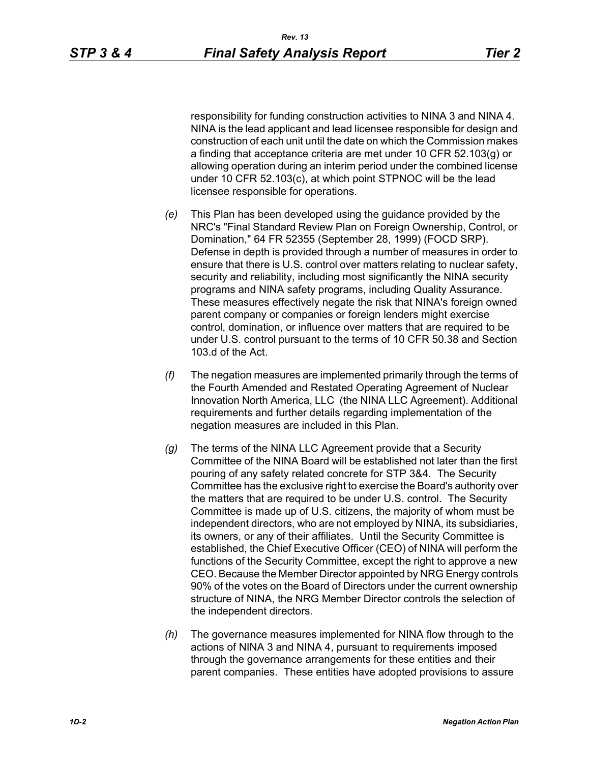responsibility for funding construction activities to NINA 3 and NINA 4. NINA is the lead applicant and lead licensee responsible for design and construction of each unit until the date on which the Commission makes a finding that acceptance criteria are met under 10 CFR 52.103(g) or allowing operation during an interim period under the combined license under 10 CFR 52.103(c), at which point STPNOC will be the lead licensee responsible for operations.

*(e)* This Plan has been developed using the guidance provided by the NRC's "Final Standard Review Plan on Foreign Ownership, Control, or Domination," 64 FR 52355 (September 28, 1999) (FOCD SRP). Defense in depth is provided through a number of measures in order to ensure that there is U.S. control over matters relating to nuclear safety, security and reliability, including most significantly the NINA security programs and NINA safety programs, including Quality Assurance. These measures effectively negate the risk that NINA's foreign owned parent company or companies or foreign lenders might exercise control, domination, or influence over matters that are required to be under U.S. control pursuant to the terms of 10 CFR 50.38 and Section 103.d of the Act.

*(f)* The negation measures are implemented primarily through the terms of the Fourth Amended and Restated Operating Agreement of Nuclear Innovation North America, LLC (the NINA LLC Agreement). Additional requirements and further details regarding implementation of the negation measures are included in this Plan.

*(g)* The terms of the NINA LLC Agreement provide that a Security Committee of the NINA Board will be established not later than the first pouring of any safety related concrete for STP 3&4. The Security Committee has the exclusive right to exercise the Board's authority over the matters that are required to be under U.S. control. The Security Committee is made up of U.S. citizens, the majority of whom must be independent directors, who are not employed by NINA, its subsidiaries, its owners, or any of their affiliates. Until the Security Committee is established, the Chief Executive Officer (CEO) of NINA will perform the functions of the Security Committee, except the right to approve a new CEO. Because the Member Director appointed by NRG Energy controls 90% of the votes on the Board of Directors under the current ownership structure of NINA, the NRG Member Director controls the selection of the independent directors.

*(h)* The governance measures implemented for NINA flow through to the actions of NINA 3 and NINA 4, pursuant to requirements imposed through the governance arrangements for these entities and their parent companies. These entities have adopted provisions to assure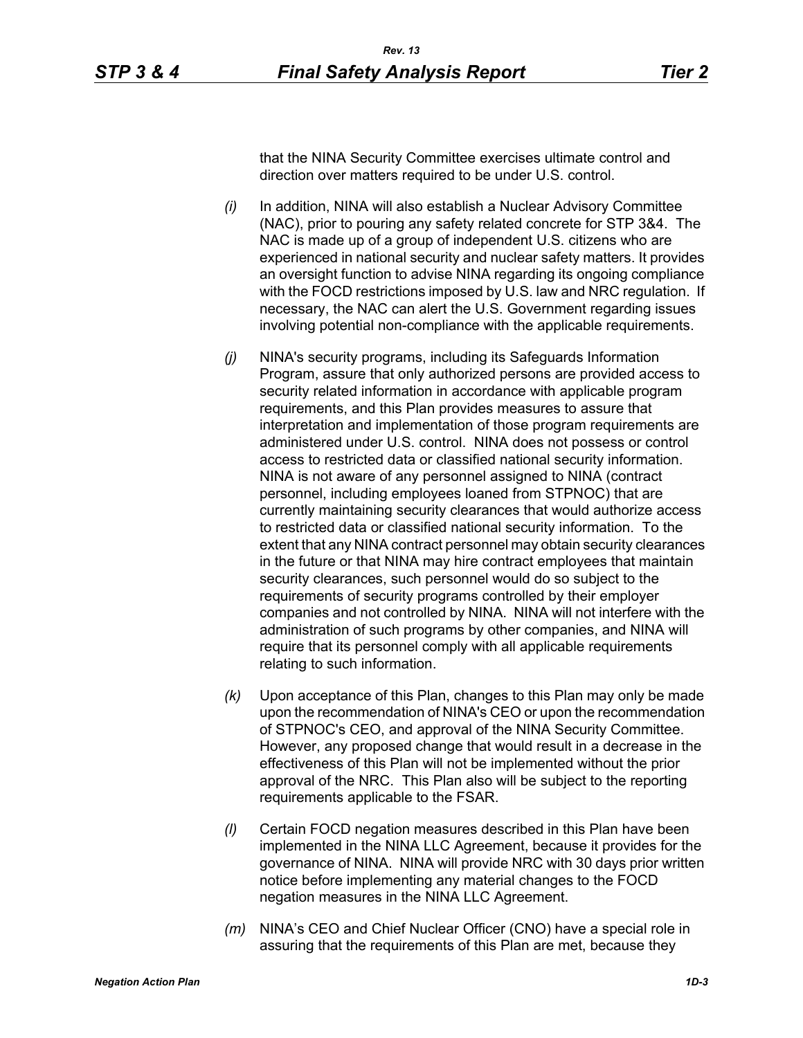that the NINA Security Committee exercises ultimate control and direction over matters required to be under U.S. control.

*(i)* In addition, NINA will also establish a Nuclear Advisory Committee (NAC), prior to pouring any safety related concrete for STP 3&4. The NAC is made up of a group of independent U.S. citizens who are experienced in national security and nuclear safety matters. It provides an oversight function to advise NINA regarding its ongoing compliance with the FOCD restrictions imposed by U.S. law and NRC regulation. If necessary, the NAC can alert the U.S. Government regarding issues involving potential non-compliance with the applicable requirements.

*(j)* NINA's security programs, including its Safeguards Information Program, assure that only authorized persons are provided access to security related information in accordance with applicable program requirements, and this Plan provides measures to assure that interpretation and implementation of those program requirements are administered under U.S. control. NINA does not possess or control access to restricted data or classified national security information. NINA is not aware of any personnel assigned to NINA (contract personnel, including employees loaned from STPNOC) that are currently maintaining security clearances that would authorize access to restricted data or classified national security information. To the extent that any NINA contract personnel may obtain security clearances in the future or that NINA may hire contract employees that maintain security clearances, such personnel would do so subject to the requirements of security programs controlled by their employer companies and not controlled by NINA. NINA will not interfere with the administration of such programs by other companies, and NINA will require that its personnel comply with all applicable requirements relating to such information.

*(k)* Upon acceptance of this Plan, changes to this Plan may only be made upon the recommendation of NINA's CEO or upon the recommendation of STPNOC's CEO, and approval of the NINA Security Committee. However, any proposed change that would result in a decrease in the effectiveness of this Plan will not be implemented without the prior approval of the NRC. This Plan also will be subject to the reporting requirements applicable to the FSAR.

*(l)* Certain FOCD negation measures described in this Plan have been implemented in the NINA LLC Agreement, because it provides for the governance of NINA. NINA will provide NRC with 30 days prior written notice before implementing any material changes to the FOCD negation measures in the NINA LLC Agreement.

*(m)* NINA's CEO and Chief Nuclear Officer (CNO) have a special role in assuring that the requirements of this Plan are met, because they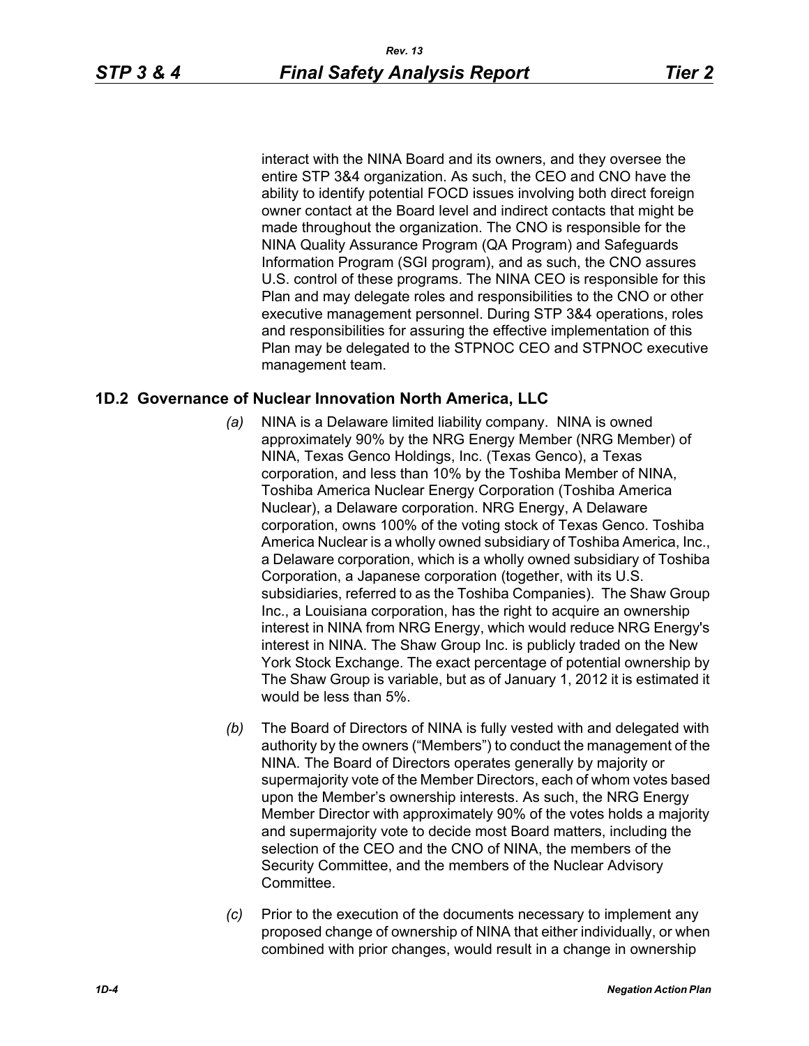interact with the NINA Board and its owners, and they oversee the entire STP 3&4 organization. As such, the CEO and CNO have the ability to identify potential FOCD issues involving both direct foreign owner contact at the Board level and indirect contacts that might be made throughout the organization. The CNO is responsible for the NINA Quality Assurance Program (QA Program) and Safeguards Information Program (SGI program), and as such, the CNO assures U.S. control of these programs. The NINA CEO is responsible for this Plan and may delegate roles and responsibilities to the CNO or other executive management personnel. During STP 3&4 operations, roles and responsibilities for assuring the effective implementation of this Plan may be delegated to the STPNOC CEO and STPNOC executive management team.

## 1D.2 Governance of Nuclear Innovation North America, LLC

*(a)* NINA is a Delaware limited liability company. NINA is owned approximately 90% by the NRG Energy Member (NRG Member) of NINA, Texas Genco Holdings, Inc. (Texas Genco), a Texas corporation, and less than 10% by the Toshiba Member of NINA, Toshiba America Nuclear Energy Corporation (Toshiba America Nuclear), a Delaware corporation. NRG Energy, A Delaware corporation, owns 100% of the voting stock of Texas Genco. Toshiba America Nuclear is a wholly owned subsidiary of Toshiba America, Inc., a Delaware corporation, which is a wholly owned subsidiary of Toshiba Corporation, a Japanese corporation (together, with its U.S. subsidiaries, referred to as the Toshiba Companies). The Shaw Group Inc., a Louisiana corporation, has the right to acquire an ownership interest in NINA from NRG Energy, which would reduce NRG Energy's interest in NINA. The Shaw Group Inc. is publicly traded on the New York Stock Exchange. The exact percentage of potential ownership by The Shaw Group is variable, but as of January 1, 2012 it is estimated it would be less than 5%.

*(b)* The Board of Directors of NINA is fully vested with and delegated with authority by the owners ("Members") to conduct the management of the NINA. The Board of Directors operates generally by majority or supermajority vote of the Member Directors, each of whom votes based upon the Member's ownership interests. As such, the NRG Energy Member Director with approximately 90% of the votes holds a majority and supermajority vote to decide most Board matters, including the selection of the CEO and the CNO of NINA, the members of the Security Committee, and the members of the Nuclear Advisory Committee.

*(c)* Prior to the execution of the documents necessary to implement any proposed change of ownership of NINA that either individually, or when combined with prior changes, would result in a change in ownership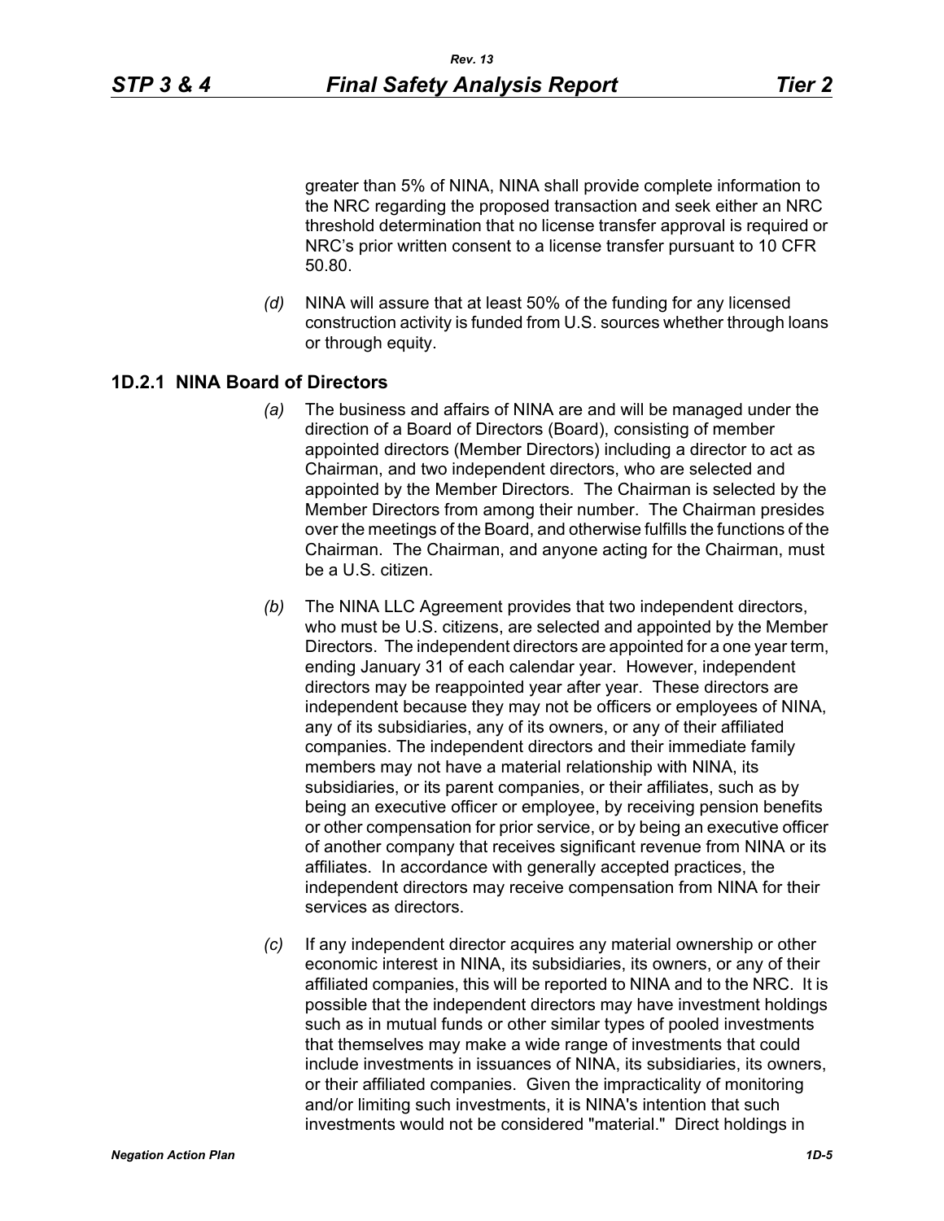greater than 5% of NINA, NINA shall provide complete information to the NRC regarding the proposed transaction and seek either an NRC threshold determination that no license transfer approval is required or NRC's prior written consent to a license transfer pursuant to 10 CFR 50.80.

*(d)* NINA will assure that at least 50% of the funding for any licensed construction activity is funded from U.S. sources whether through loans or through equity.

## 1D.2.1 NINA Board of Directors

*(a)* The business and affairs of NINA are and will be managed under the direction of a Board of Directors (Board), consisting of member appointed directors (Member Directors) including a director to act as Chairman, and two independent directors, who are selected and appointed by the Member Directors. The Chairman is selected by the Member Directors from among their number. The Chairman presides over the meetings of the Board, and otherwise fulfills the functions of the Chairman. The Chairman, and anyone acting for the Chairman, must be a U.S. citizen.

*(b)* The NINA LLC Agreement provides that two independent directors, who must be U.S. citizens, are selected and appointed by the Member Directors. The independent directors are appointed for a one year term, ending January 31 of each calendar year. However, independent directors may be reappointed year after year. These directors are independent because they may not be officers or employees of NINA, any of its subsidiaries, any of its owners, or any of their affiliated companies. The independent directors and their immediate family members may not have a material relationship with NINA, its subsidiaries, or its parent companies, or their affiliates, such as by being an executive officer or employee, by receiving pension benefits or other compensation for prior service, or by being an executive officer of another company that receives significant revenue from NINA or its affiliates. In accordance with generally accepted practices, the independent directors may receive compensation from NINA for their services as directors.

*(c)* If any independent director acquires any material ownership or other economic interest in NINA, its subsidiaries, its owners, or any of their affiliated companies, this will be reported to NINA and to the NRC. It is possible that the independent directors may have investment holdings such as in mutual funds or other similar types of pooled investments that themselves may make a wide range of investments that could include investments in issuances of NINA, its subsidiaries, its owners, or their affiliated companies. Given the impracticality of monitoring and/or limiting such investments, it is NINA's intention that such investments would not be considered "material." Direct holdings in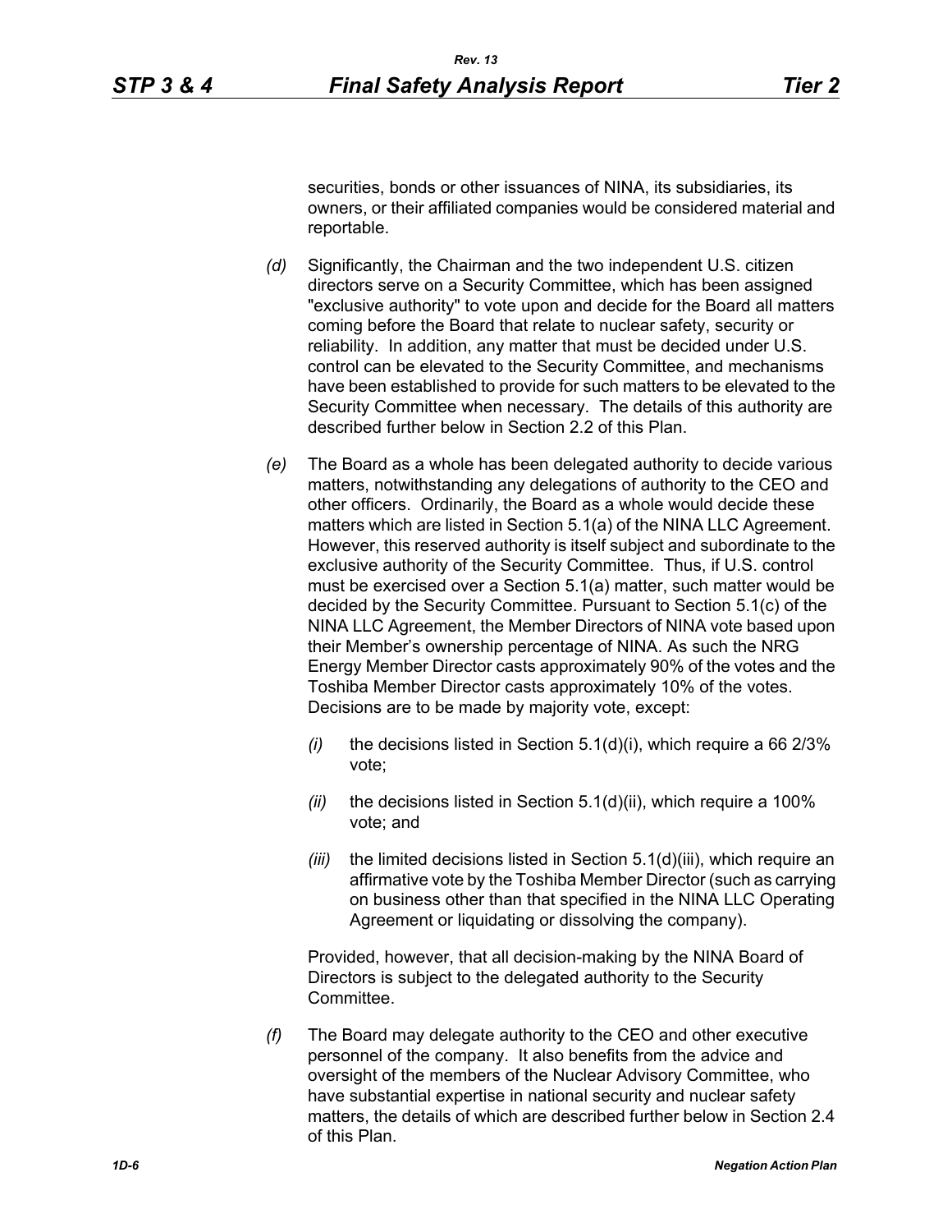securities, bonds or other issuances of NINA, its subsidiaries, its owners, or their affiliated companies would be considered material and reportable.

*(d)* Significantly, the Chairman and the two independent U.S. citizen directors serve on a Security Committee, which has been assigned "exclusive authority" to vote upon and decide for the Board all matters coming before the Board that relate to nuclear safety, security or reliability. In addition, any matter that must be decided under U.S. control can be elevated to the Security Committee, and mechanisms have been established to provide for such matters to be elevated to the Security Committee when necessary. The details of this authority are described further below in Section 2.2 of this Plan.

*(e)* The Board as a whole has been delegated authority to decide various matters, notwithstanding any delegations of authority to the CEO and other officers. Ordinarily, the Board as a whole would decide these matters which are listed in Section 5.1(a) of the NINA LLC Agreement. However, this reserved authority is itself subject and subordinate to the exclusive authority of the Security Committee. Thus, if U.S. control must be exercised over a Section 5.1(a) matter, such matter would be decided by the Security Committee. Pursuant to Section 5.1(c) of the NINA LLC Agreement, the Member Directors of NINA vote based upon their Member's ownership percentage of NINA. As such the NRG Energy Member Director casts approximately 90% of the votes and the Toshiba Member Director casts approximately 10% of the votes. Decisions are to be made by majority vote, except:

*(i)* the decisions listed in Section 5.1(d)(i), which require a 66 2/3% vote;

*(ii)* the decisions listed in Section 5.1(d)(ii), which require a 100% vote; and

*(iii)* the limited decisions listed in Section 5.1(d)(iii), which require an affirmative vote by the Toshiba Member Director (such as carrying on business other than that specified in the NINA LLC Operating Agreement or liquidating or dissolving the company).

Provided, however, that all decision-making by the NINA Board of Directors is subject to the delegated authority to the Security Committee.

*(f)* The Board may delegate authority to the CEO and other executive personnel of the company. It also benefits from the advice and oversight of the members of the Nuclear Advisory Committee, who have substantial expertise in national security and nuclear safety matters, the details of which are described further below in Section 2.4 of this Plan.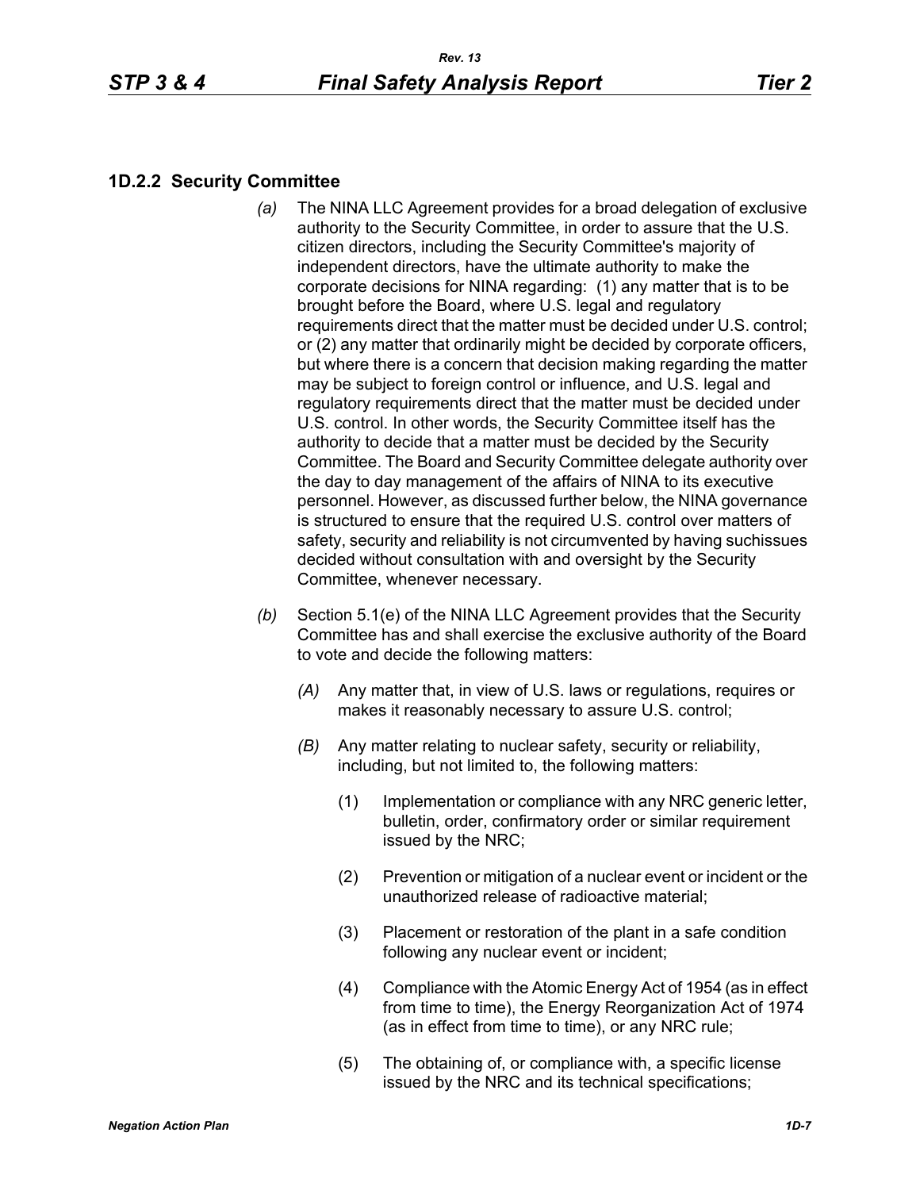### 1D.2.2 Security Committee

*(a)* The NINA LLC Agreement provides for a broad delegation of exclusive authority to the Security Committee, in order to assure that the U.S. citizen directors, including the Security Committee's majority of independent directors, have the ultimate authority to make the corporate decisions for NINA regarding: (1) any matter that is to be brought before the Board, where U.S. legal and regulatory requirements direct that the matter must be decided under U.S. control; or (2) any matter that ordinarily might be decided by corporate officers, but where there is a concern that decision making regarding the matter may be subject to foreign control or influence, and U.S. legal and regulatory requirements direct that the matter must be decided under U.S. control. In other words, the Security Committee itself has the authority to decide that a matter must be decided by the Security Committee. The Board and Security Committee delegate authority over the day to day management of the affairs of NINA to its executive personnel. However, as discussed further below, the NINA governance is structured to ensure that the required U.S. control over matters of safety, security and reliability is not circumvented by having suchissues decided without consultation with and oversight by the Security Committee, whenever necessary.

*(b)* Section 5.1(e) of the NINA LLC Agreement provides that the Security Committee has and shall exercise the exclusive authority of the Board to vote and decide the following matters:

*(A)* Any matter that, in view of U.S. laws or regulations, requires or makes it reasonably necessary to assure U.S. control;

*(B)* Any matter relating to nuclear safety, security or reliability, including, but not limited to, the following matters:

(1) Implementation or compliance with any NRC generic letter, bulletin, order, confirmatory order or similar requirement issued by the NRC;

(2) Prevention or mitigation of a nuclear event or incident or the unauthorized release of radioactive material;

(3) Placement or restoration of the plant in a safe condition following any nuclear event or incident;

(4) Compliance with the Atomic Energy Act of 1954 (as in effect from time to time), the Energy Reorganization Act of 1974 (as in effect from time to time), or any NRC rule;

(5) The obtaining of, or compliance with, a specific license issued by the NRC and its technical specifications;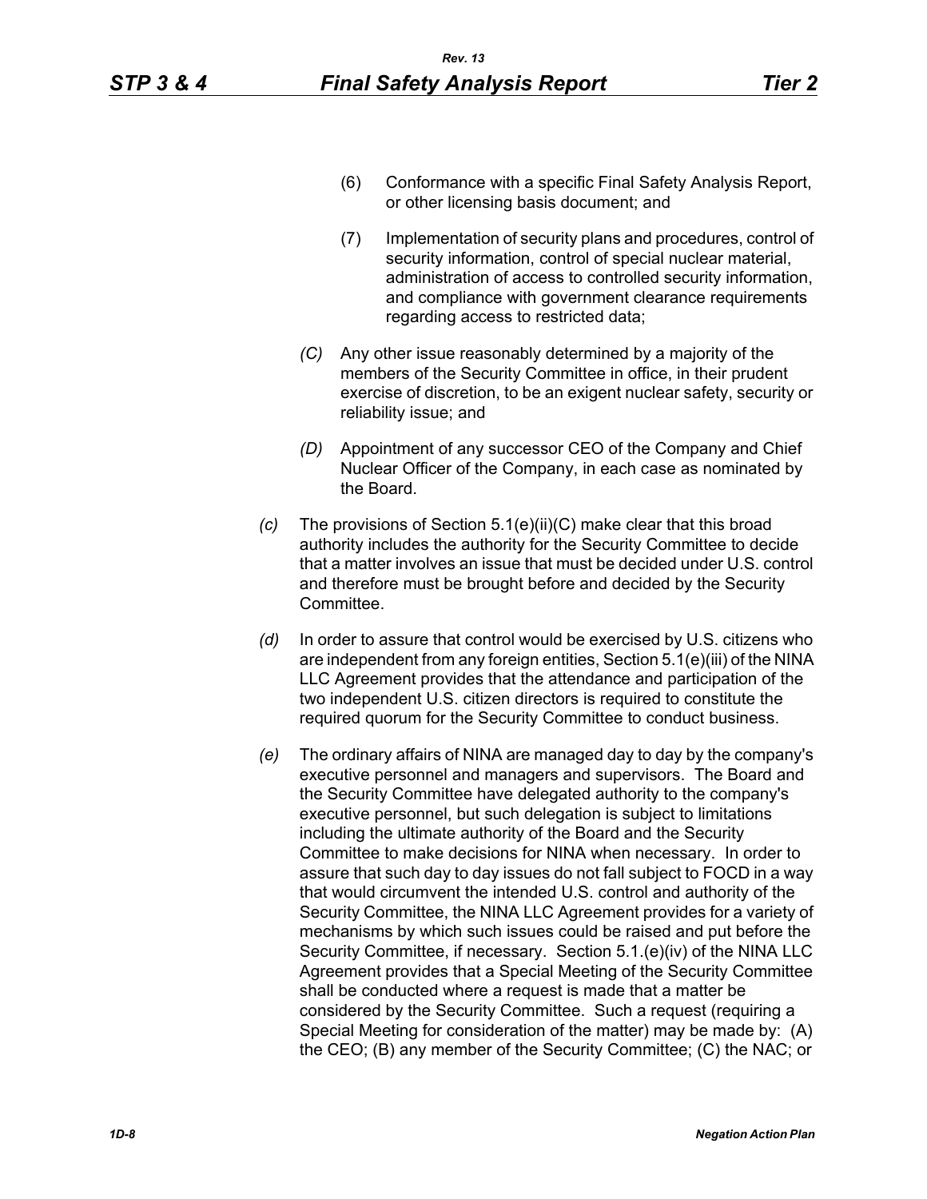(6) Conformance with a specific Final Safety Analysis Report, or other licensing basis document; and

(7) Implementation of security plans and procedures, control of security information, control of special nuclear material, administration of access to controlled security information, and compliance with government clearance requirements regarding access to restricted data;

*(C)* Any other issue reasonably determined by a majority of the members of the Security Committee in office, in their prudent exercise of discretion, to be an exigent nuclear safety, security or reliability issue; and

*(D)* Appointment of any successor CEO of the Company and Chief Nuclear Officer of the Company, in each case as nominated by the Board.

*(c)* The provisions of Section 5.1(e)(ii)(C) make clear that this broad authority includes the authority for the Security Committee to decide that a matter involves an issue that must be decided under U.S. control and therefore must be brought before and decided by the Security Committee.

*(d)* In order to assure that control would be exercised by U.S. citizens who are independent from any foreign entities, Section 5.1(e)(iii) of the NINA LLC Agreement provides that the attendance and participation of the two independent U.S. citizen directors is required to constitute the required quorum for the Security Committee to conduct business.

*(e)* The ordinary affairs of NINA are managed day to day by the company's executive personnel and managers and supervisors. The Board and the Security Committee have delegated authority to the company's executive personnel, but such delegation is subject to limitations including the ultimate authority of the Board and the Security Committee to make decisions for NINA when necessary. In order to assure that such day to day issues do not fall subject to FOCD in a way that would circumvent the intended U.S. control and authority of the Security Committee, the NINA LLC Agreement provides for a variety of mechanisms by which such issues could be raised and put before the Security Committee, if necessary. Section 5.1.(e)(iv) of the NINA LLC Agreement provides that a Special Meeting of the Security Committee shall be conducted where a request is made that a matter be considered by the Security Committee. Such a request (requiring a Special Meeting for consideration of the matter) may be made by: (A) the CEO; (B) any member of the Security Committee; (C) the NAC; or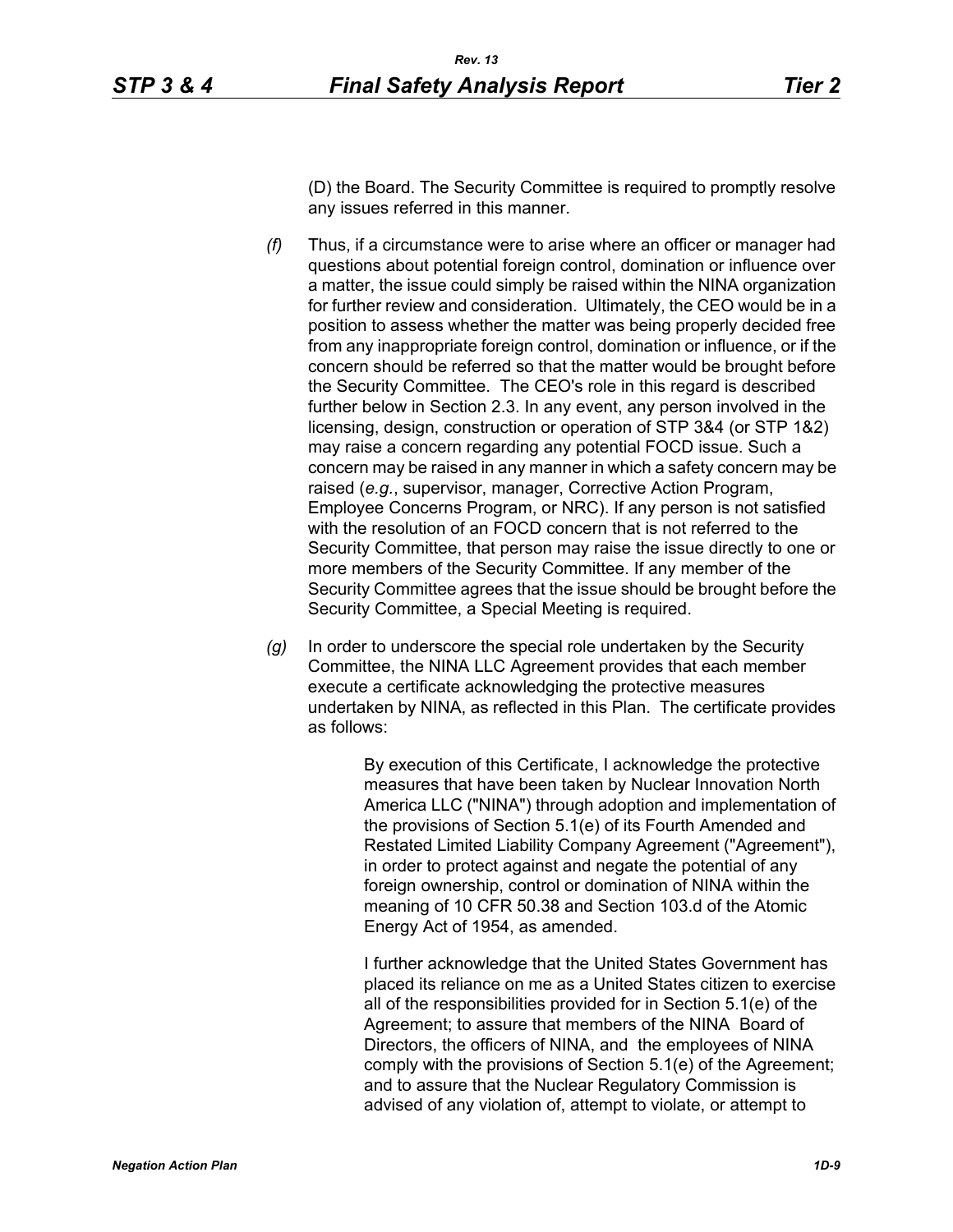(D) the Board. The Security Committee is required to promptly resolve any issues referred in this manner.

*(f)* Thus, if a circumstance were to arise where an officer or manager had questions about potential foreign control, domination or influence over a matter, the issue could simply be raised within the NINA organization for further review and consideration. Ultimately, the CEO would be in a position to assess whether the matter was being properly decided free from any inappropriate foreign control, domination or influence, or if the concern should be referred so that the matter would be brought before the Security Committee. The CEO's role in this regard is described further below in Section 2.3. In any event, any person involved in the licensing, design, construction or operation of STP 3&4 (or STP 1&2) may raise a concern regarding any potential FOCD issue. Such a concern may be raised in any manner in which a safety concern may be raised (*e.g.*, supervisor, manager, Corrective Action Program, Employee Concerns Program, or NRC). If any person is not satisfied with the resolution of an FOCD concern that is not referred to the Security Committee, that person may raise the issue directly to one or more members of the Security Committee. If any member of the Security Committee agrees that the issue should be brought before the Security Committee, a Special Meeting is required.

*(g)* In order to underscore the special role undertaken by the Security Committee, the NINA LLC Agreement provides that each member execute a certificate acknowledging the protective measures undertaken by NINA, as reflected in this Plan. The certificate provides as follows:

> By execution of this Certificate, I acknowledge the protective measures that have been taken by Nuclear Innovation North America LLC ("NINA") through adoption and implementation of the provisions of Section 5.1(e) of its Fourth Amended and Restated Limited Liability Company Agreement ("Agreement"), in order to protect against and negate the potential of any foreign ownership, control or domination of NINA within the meaning of 10 CFR 50.38 and Section 103.d of the Atomic Energy Act of 1954, as amended.
>
> I further acknowledge that the United States Government has placed its reliance on me as a United States citizen to exercise all of the responsibilities provided for in Section 5.1(e) of the Agreement; to assure that members of the NINA Board of Directors, the officers of NINA, and the employees of NINA comply with the provisions of Section 5.1(e) of the Agreement; and to assure that the Nuclear Regulatory Commission is advised of any violation of, attempt to violate, or attempt to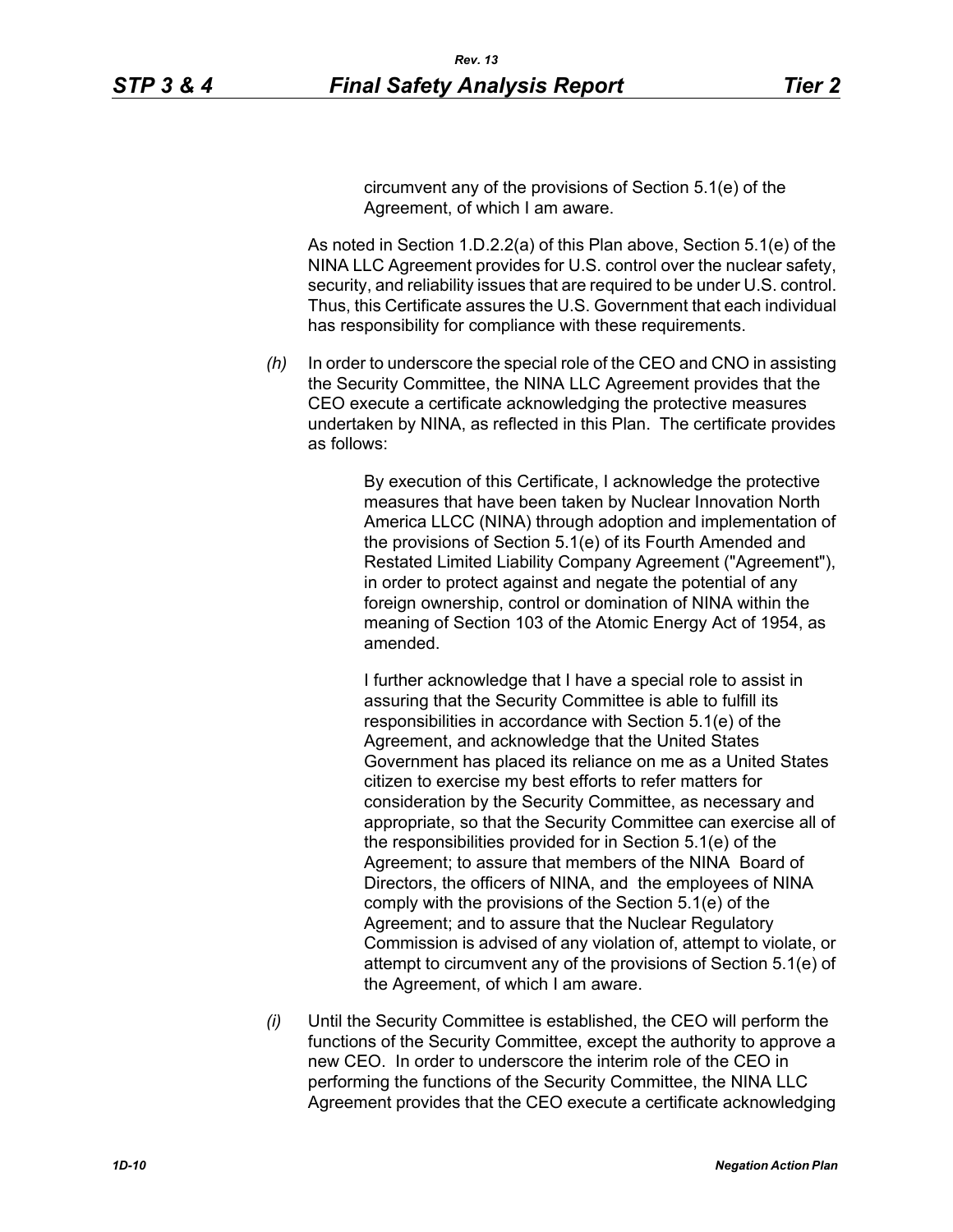> circumvent any of the provisions of Section 5.1(e) of the Agreement, of which I am aware.

As noted in Section 1.D.2.2(a) of this Plan above, Section 5.1(e) of the NINA LLC Agreement provides for U.S. control over the nuclear safety, security, and reliability issues that are required to be under U.S. control. Thus, this Certificate assures the U.S. Government that each individual has responsibility for compliance with these requirements.

*(h)* In order to underscore the special role of the CEO and CNO in assisting the Security Committee, the NINA LLC Agreement provides that the CEO execute a certificate acknowledging the protective measures undertaken by NINA, as reflected in this Plan. The certificate provides as follows:

> By execution of this Certificate, I acknowledge the protective measures that have been taken by Nuclear Innovation North America LLCC (NINA) through adoption and implementation of the provisions of Section 5.1(e) of its Fourth Amended and Restated Limited Liability Company Agreement ("Agreement"), in order to protect against and negate the potential of any foreign ownership, control or domination of NINA within the meaning of Section 103 of the Atomic Energy Act of 1954, as amended.
>
> I further acknowledge that I have a special role to assist in assuring that the Security Committee is able to fulfill its responsibilities in accordance with Section 5.1(e) of the Agreement, and acknowledge that the United States Government has placed its reliance on me as a United States citizen to exercise my best efforts to refer matters for consideration by the Security Committee, as necessary and appropriate, so that the Security Committee can exercise all of the responsibilities provided for in Section 5.1(e) of the Agreement; to assure that members of the NINA Board of Directors, the officers of NINA, and the employees of NINA comply with the provisions of the Section 5.1(e) of the Agreement; and to assure that the Nuclear Regulatory Commission is advised of any violation of, attempt to violate, or attempt to circumvent any of the provisions of Section 5.1(e) of the Agreement, of which I am aware.

*(i)* Until the Security Committee is established, the CEO will perform the functions of the Security Committee, except the authority to approve a new CEO. In order to underscore the interim role of the CEO in performing the functions of the Security Committee, the NINA LLC Agreement provides that the CEO execute a certificate acknowledging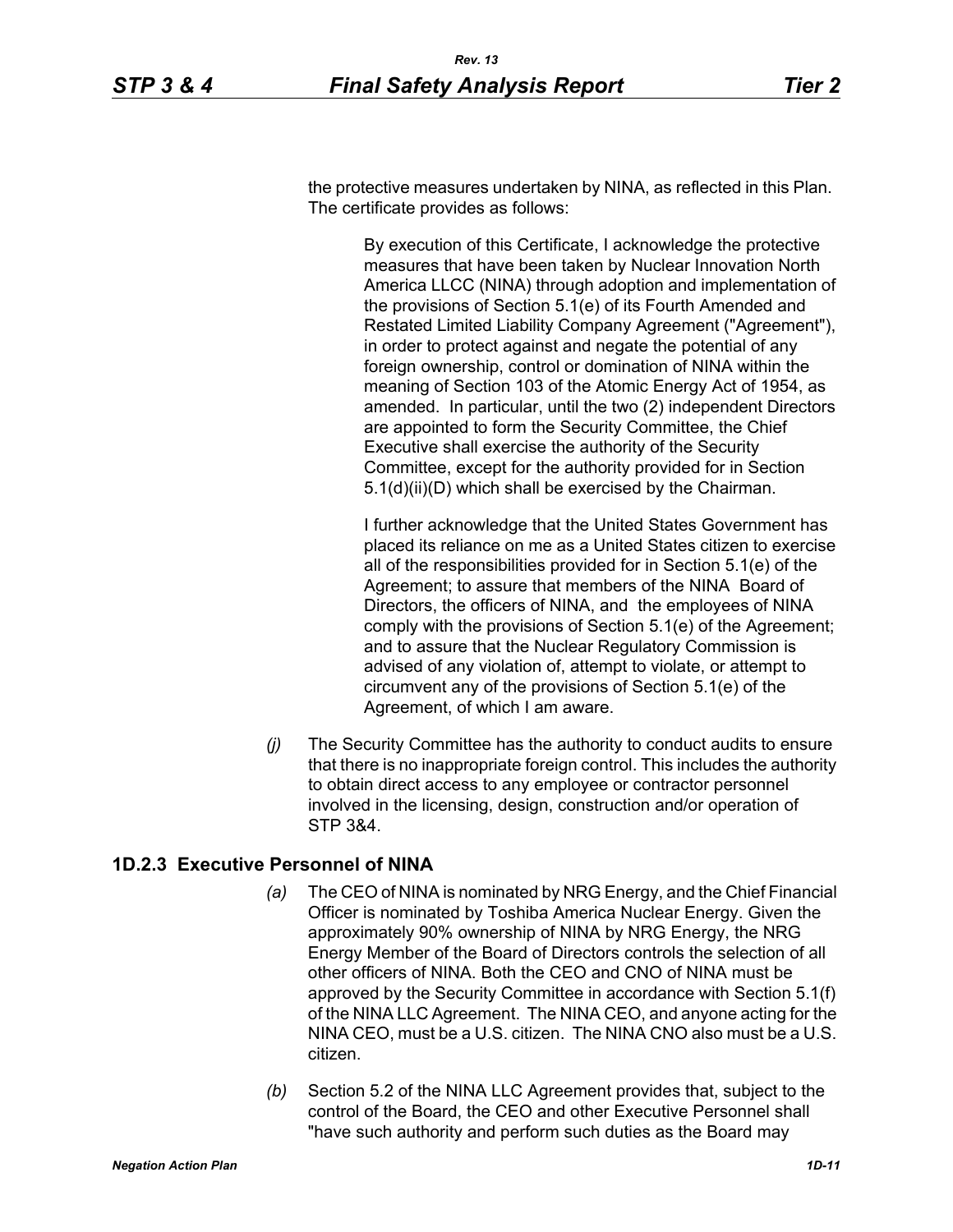the protective measures undertaken by NINA, as reflected in this Plan. The certificate provides as follows:

> By execution of this Certificate, I acknowledge the protective measures that have been taken by Nuclear Innovation North America LLCC (NINA) through adoption and implementation of the provisions of Section 5.1(e) of its Fourth Amended and Restated Limited Liability Company Agreement ("Agreement"), in order to protect against and negate the potential of any foreign ownership, control or domination of NINA within the meaning of Section 103 of the Atomic Energy Act of 1954, as amended. In particular, until the two (2) independent Directors are appointed to form the Security Committee, the Chief Executive shall exercise the authority of the Security Committee, except for the authority provided for in Section 5.1(d)(ii)(D) which shall be exercised by the Chairman.
>
> I further acknowledge that the United States Government has placed its reliance on me as a United States citizen to exercise all of the responsibilities provided for in Section 5.1(e) of the Agreement; to assure that members of the NINA Board of Directors, the officers of NINA, and the employees of NINA comply with the provisions of Section 5.1(e) of the Agreement; and to assure that the Nuclear Regulatory Commission is advised of any violation of, attempt to violate, or attempt to circumvent any of the provisions of Section 5.1(e) of the Agreement, of which I am aware.

*(j)* The Security Committee has the authority to conduct audits to ensure that there is no inappropriate foreign control. This includes the authority to obtain direct access to any employee or contractor personnel involved in the licensing, design, construction and/or operation of STP 3&4.

### 1D.2.3 Executive Personnel of NINA

*(a)* The CEO of NINA is nominated by NRG Energy, and the Chief Financial Officer is nominated by Toshiba America Nuclear Energy. Given the approximately 90% ownership of NINA by NRG Energy, the NRG Energy Member of the Board of Directors controls the selection of all other officers of NINA. Both the CEO and CNO of NINA must be approved by the Security Committee in accordance with Section 5.1(f) of the NINA LLC Agreement. The NINA CEO, and anyone acting for the NINA CEO, must be a U.S. citizen. The NINA CNO also must be a U.S. citizen.

*(b)* Section 5.2 of the NINA LLC Agreement provides that, subject to the control of the Board, the CEO and other Executive Personnel shall "have such authority and perform such duties as the Board may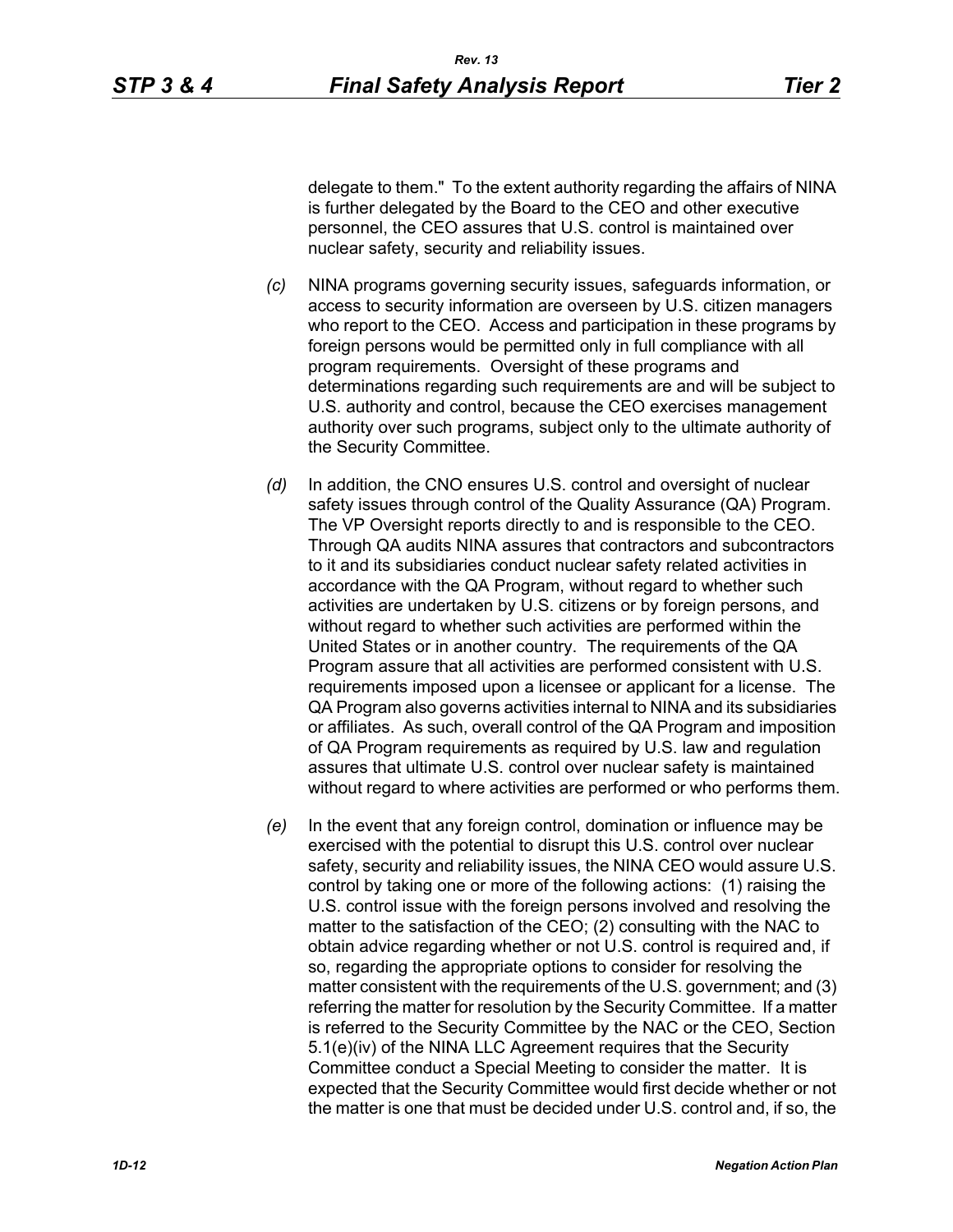delegate to them." To the extent authority regarding the affairs of NINA is further delegated by the Board to the CEO and other executive personnel, the CEO assures that U.S. control is maintained over nuclear safety, security and reliability issues.

*(c)* NINA programs governing security issues, safeguards information, or access to security information are overseen by U.S. citizen managers who report to the CEO. Access and participation in these programs by foreign persons would be permitted only in full compliance with all program requirements. Oversight of these programs and determinations regarding such requirements are and will be subject to U.S. authority and control, because the CEO exercises management authority over such programs, subject only to the ultimate authority of the Security Committee.

*(d)* In addition, the CNO ensures U.S. control and oversight of nuclear safety issues through control of the Quality Assurance (QA) Program. The VP Oversight reports directly to and is responsible to the CEO. Through QA audits NINA assures that contractors and subcontractors to it and its subsidiaries conduct nuclear safety related activities in accordance with the QA Program, without regard to whether such activities are undertaken by U.S. citizens or by foreign persons, and without regard to whether such activities are performed within the United States or in another country. The requirements of the QA Program assure that all activities are performed consistent with U.S. requirements imposed upon a licensee or applicant for a license. The QA Program also governs activities internal to NINA and its subsidiaries or affiliates. As such, overall control of the QA Program and imposition of QA Program requirements as required by U.S. law and regulation assures that ultimate U.S. control over nuclear safety is maintained without regard to where activities are performed or who performs them.

*(e)* In the event that any foreign control, domination or influence may be exercised with the potential to disrupt this U.S. control over nuclear safety, security and reliability issues, the NINA CEO would assure U.S. control by taking one or more of the following actions: (1) raising the U.S. control issue with the foreign persons involved and resolving the matter to the satisfaction of the CEO; (2) consulting with the NAC to obtain advice regarding whether or not U.S. control is required and, if so, regarding the appropriate options to consider for resolving the matter consistent with the requirements of the U.S. government; and (3) referring the matter for resolution by the Security Committee. If a matter is referred to the Security Committee by the NAC or the CEO, Section 5.1(e)(iv) of the NINA LLC Agreement requires that the Security Committee conduct a Special Meeting to consider the matter. It is expected that the Security Committee would first decide whether or not the matter is one that must be decided under U.S. control and, if so, the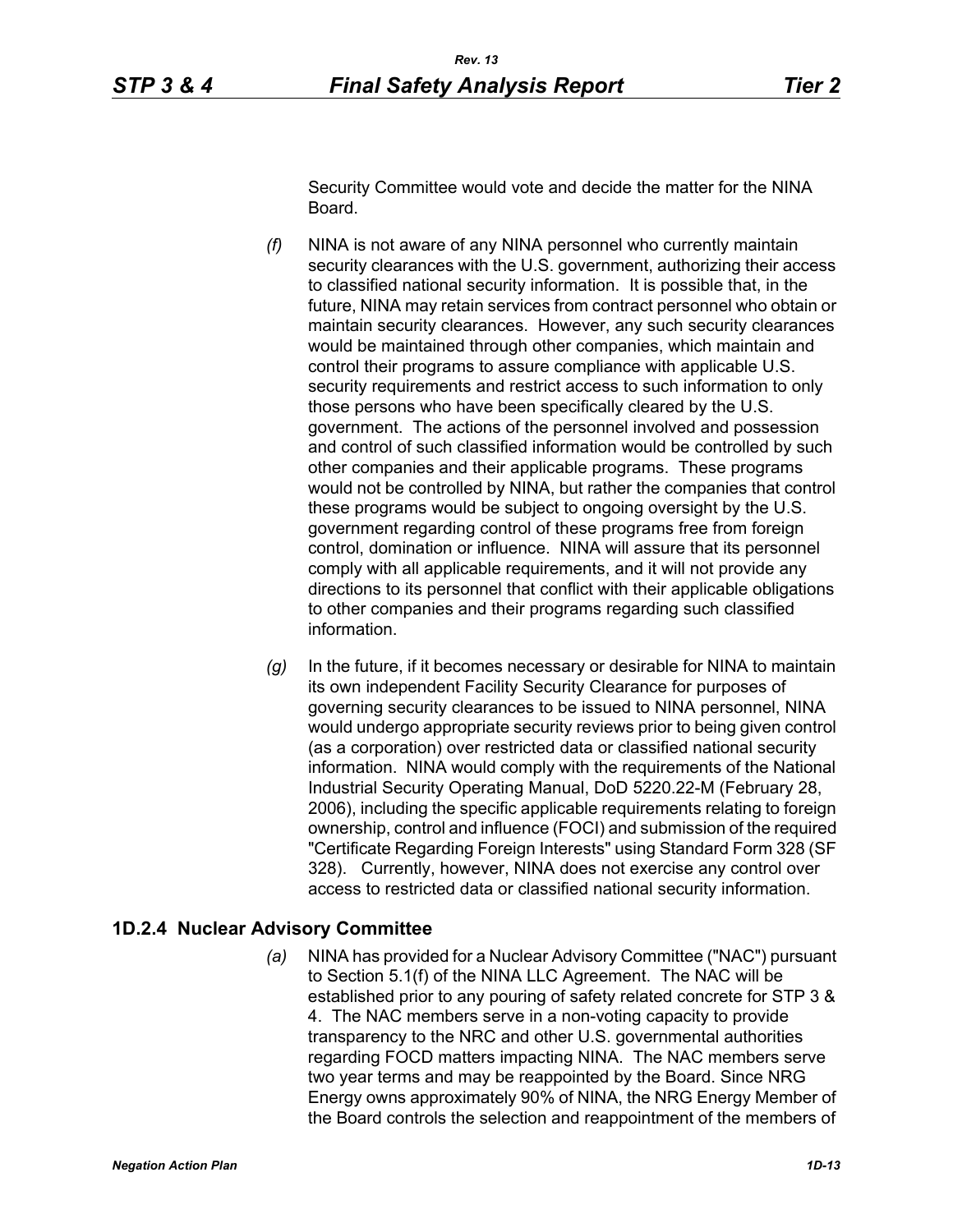Security Committee would vote and decide the matter for the NINA Board.

*(f)* NINA is not aware of any NINA personnel who currently maintain security clearances with the U.S. government, authorizing their access to classified national security information. It is possible that, in the future, NINA may retain services from contract personnel who obtain or maintain security clearances. However, any such security clearances would be maintained through other companies, which maintain and control their programs to assure compliance with applicable U.S. security requirements and restrict access to such information to only those persons who have been specifically cleared by the U.S. government. The actions of the personnel involved and possession and control of such classified information would be controlled by such other companies and their applicable programs. These programs would not be controlled by NINA, but rather the companies that control these programs would be subject to ongoing oversight by the U.S. government regarding control of these programs free from foreign control, domination or influence. NINA will assure that its personnel comply with all applicable requirements, and it will not provide any directions to its personnel that conflict with their applicable obligations to other companies and their programs regarding such classified information.

*(g)* In the future, if it becomes necessary or desirable for NINA to maintain its own independent Facility Security Clearance for purposes of governing security clearances to be issued to NINA personnel, NINA would undergo appropriate security reviews prior to being given control (as a corporation) over restricted data or classified national security information. NINA would comply with the requirements of the National Industrial Security Operating Manual, DoD 5220.22-M (February 28, 2006), including the specific applicable requirements relating to foreign ownership, control and influence (FOCI) and submission of the required "Certificate Regarding Foreign Interests" using Standard Form 328 (SF 328). Currently, however, NINA does not exercise any control over access to restricted data or classified national security information.

### 1D.2.4 Nuclear Advisory Committee

*(a)* NINA has provided for a Nuclear Advisory Committee ("NAC") pursuant to Section 5.1(f) of the NINA LLC Agreement. The NAC will be established prior to any pouring of safety related concrete for STP 3 & 4. The NAC members serve in a non-voting capacity to provide transparency to the NRC and other U.S. governmental authorities regarding FOCD matters impacting NINA. The NAC members serve two year terms and may be reappointed by the Board. Since NRG Energy owns approximately 90% of NINA, the NRG Energy Member of the Board controls the selection and reappointment of the members of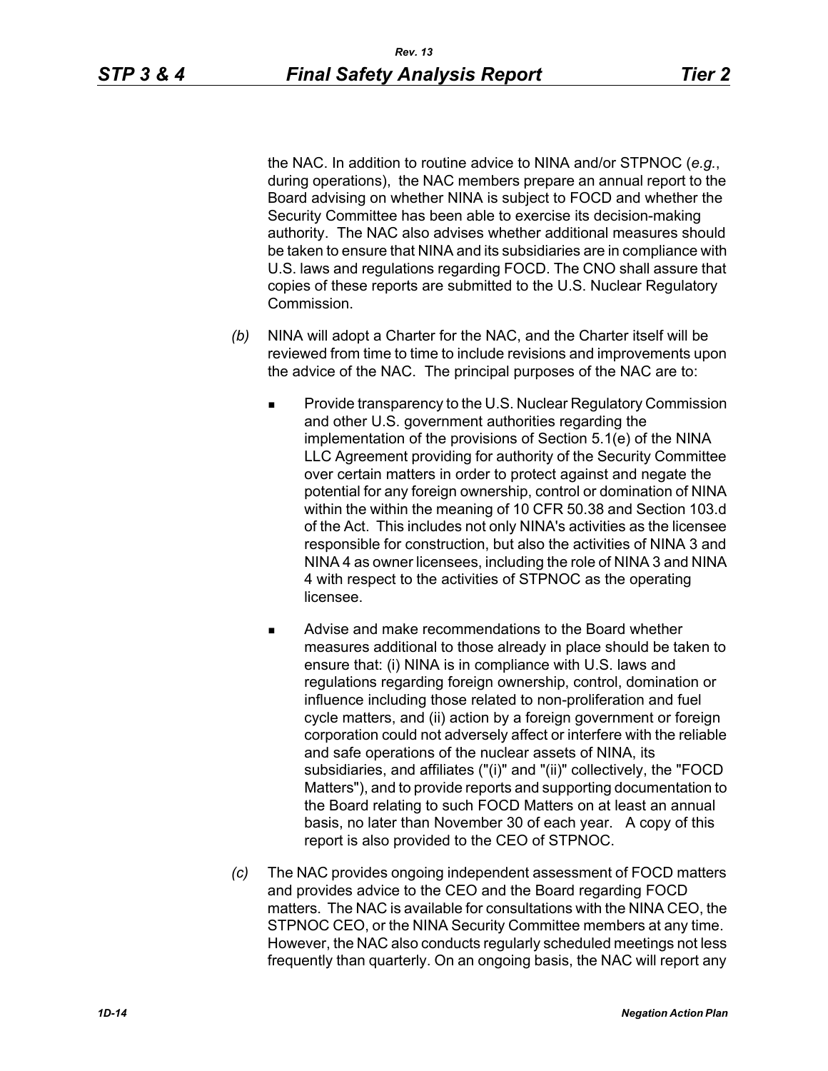the NAC. In addition to routine advice to NINA and/or STPNOC (*e.g.*, during operations), the NAC members prepare an annual report to the Board advising on whether NINA is subject to FOCD and whether the Security Committee has been able to exercise its decision-making authority. The NAC also advises whether additional measures should be taken to ensure that NINA and its subsidiaries are in compliance with U.S. laws and regulations regarding FOCD. The CNO shall assure that copies of these reports are submitted to the U.S. Nuclear Regulatory Commission.

*(b)* NINA will adopt a Charter for the NAC, and the Charter itself will be reviewed from time to time to include revisions and improvements upon the advice of the NAC. The principal purposes of the NAC are to:

- Provide transparency to the U.S. Nuclear Regulatory Commission and other U.S. government authorities regarding the implementation of the provisions of Section 5.1(e) of the NINA LLC Agreement providing for authority of the Security Committee over certain matters in order to protect against and negate the potential for any foreign ownership, control or domination of NINA within the within the meaning of 10 CFR 50.38 and Section 103.d of the Act. This includes not only NINA's activities as the licensee responsible for construction, but also the activities of NINA 3 and NINA 4 as owner licensees, including the role of NINA 3 and NINA 4 with respect to the activities of STPNOC as the operating licensee.

- Advise and make recommendations to the Board whether measures additional to those already in place should be taken to ensure that: (i) NINA is in compliance with U.S. laws and regulations regarding foreign ownership, control, domination or influence including those related to non-proliferation and fuel cycle matters, and (ii) action by a foreign government or foreign corporation could not adversely affect or interfere with the reliable and safe operations of the nuclear assets of NINA, its subsidiaries, and affiliates ("(i)" and "(ii)" collectively, the "FOCD Matters"), and to provide reports and supporting documentation to the Board relating to such FOCD Matters on at least an annual basis, no later than November 30 of each year. A copy of this report is also provided to the CEO of STPNOC.

*(c)* The NAC provides ongoing independent assessment of FOCD matters and provides advice to the CEO and the Board regarding FOCD matters. The NAC is available for consultations with the NINA CEO, the STPNOC CEO, or the NINA Security Committee members at any time. However, the NAC also conducts regularly scheduled meetings not less frequently than quarterly. On an ongoing basis, the NAC will report any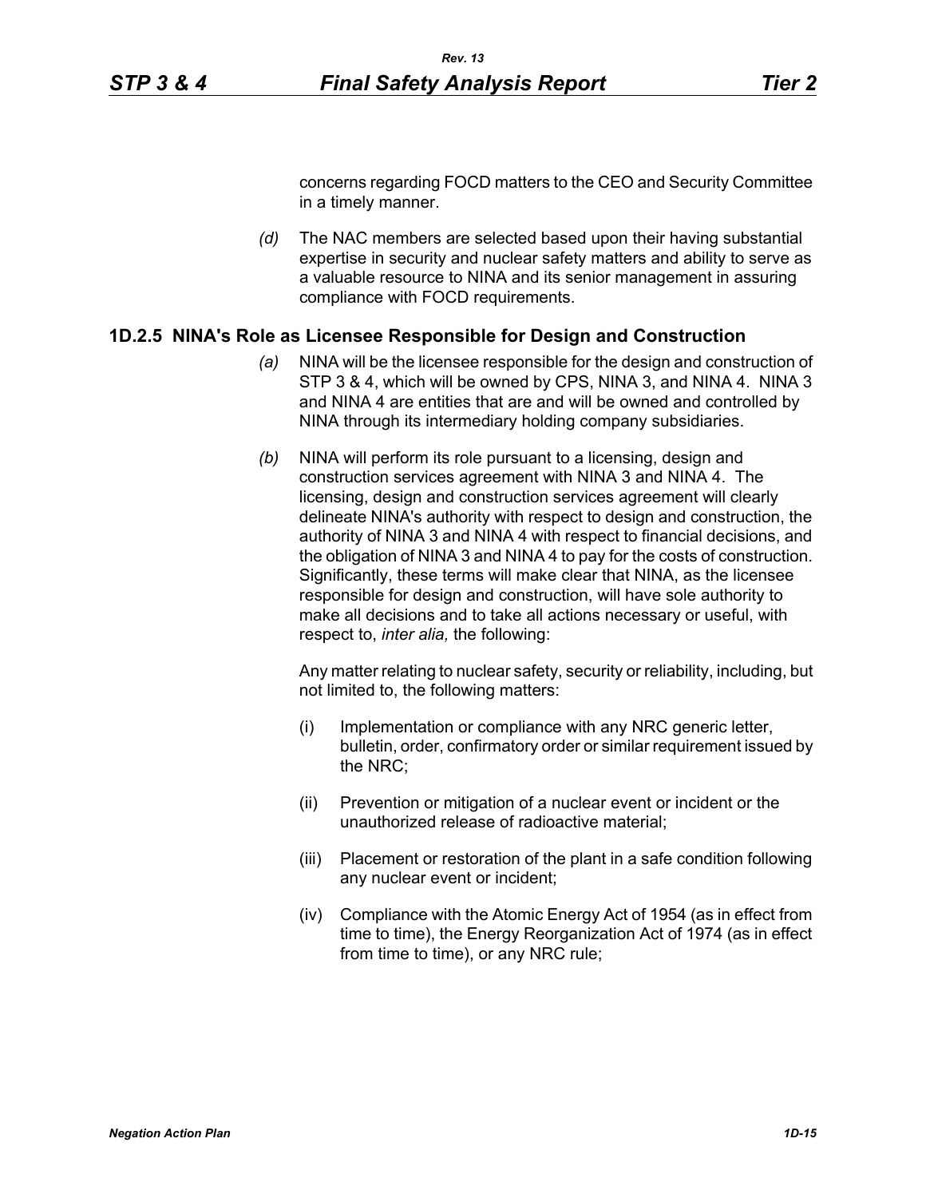concerns regarding FOCD matters to the CEO and Security Committee in a timely manner.

*(d)* The NAC members are selected based upon their having substantial expertise in security and nuclear safety matters and ability to serve as a valuable resource to NINA and its senior management in assuring compliance with FOCD requirements.

## 1D.2.5 NINA's Role as Licensee Responsible for Design and Construction

*(a)* NINA will be the licensee responsible for the design and construction of STP 3 & 4, which will be owned by CPS, NINA 3, and NINA 4. NINA 3 and NINA 4 are entities that are and will be owned and controlled by NINA through its intermediary holding company subsidiaries.

*(b)* NINA will perform its role pursuant to a licensing, design and construction services agreement with NINA 3 and NINA 4. The licensing, design and construction services agreement will clearly delineate NINA's authority with respect to design and construction, the authority of NINA 3 and NINA 4 with respect to financial decisions, and the obligation of NINA 3 and NINA 4 to pay for the costs of construction. Significantly, these terms will make clear that NINA, as the licensee responsible for design and construction, will have sole authority to make all decisions and to take all actions necessary or useful, with respect to, *inter alia,* the following:

Any matter relating to nuclear safety, security or reliability, including, but not limited to, the following matters:

(i) Implementation or compliance with any NRC generic letter, bulletin, order, confirmatory order or similar requirement issued by the NRC;

(ii) Prevention or mitigation of a nuclear event or incident or the unauthorized release of radioactive material;

(iii) Placement or restoration of the plant in a safe condition following any nuclear event or incident;

(iv) Compliance with the Atomic Energy Act of 1954 (as in effect from time to time), the Energy Reorganization Act of 1974 (as in effect from time to time), or any NRC rule;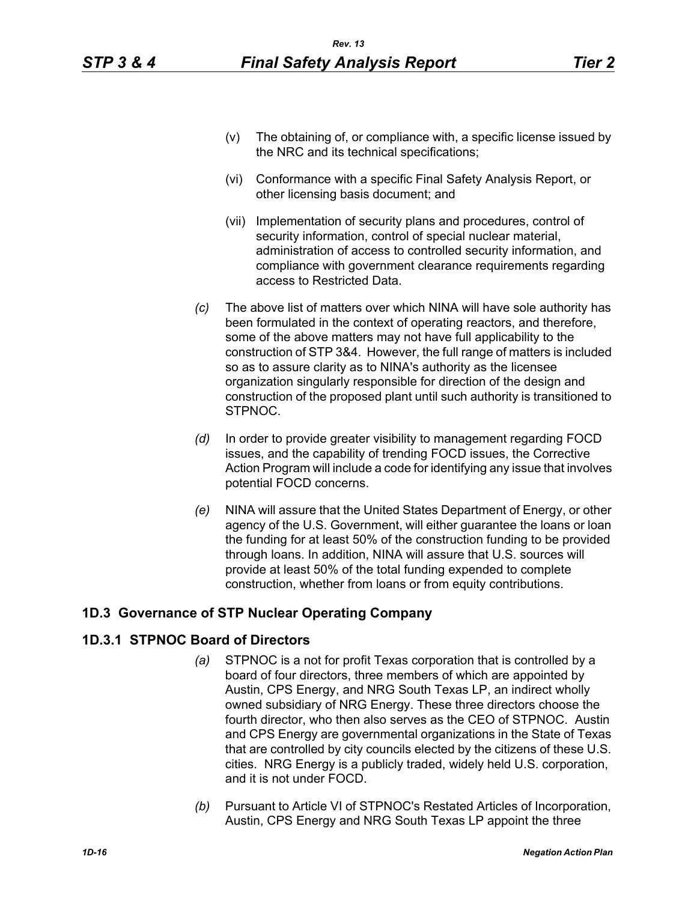(v) The obtaining of, or compliance with, a specific license issued by the NRC and its technical specifications;

(vi) Conformance with a specific Final Safety Analysis Report, or other licensing basis document; and

(vii) Implementation of security plans and procedures, control of security information, control of special nuclear material, administration of access to controlled security information, and compliance with government clearance requirements regarding access to Restricted Data.

*(c)* The above list of matters over which NINA will have sole authority has been formulated in the context of operating reactors, and therefore, some of the above matters may not have full applicability to the construction of STP 3&4. However, the full range of matters is included so as to assure clarity as to NINA's authority as the licensee organization singularly responsible for direction of the design and construction of the proposed plant until such authority is transitioned to STPNOC.

*(d)* In order to provide greater visibility to management regarding FOCD issues, and the capability of trending FOCD issues, the Corrective Action Program will include a code for identifying any issue that involves potential FOCD concerns.

*(e)* NINA will assure that the United States Department of Energy, or other agency of the U.S. Government, will either guarantee the loans or loan the funding for at least 50% of the construction funding to be provided through loans. In addition, NINA will assure that U.S. sources will provide at least 50% of the total funding expended to complete construction, whether from loans or from equity contributions.

## 1D.3 Governance of STP Nuclear Operating Company

### 1D.3.1 STPNOC Board of Directors

*(a)* STPNOC is a not for profit Texas corporation that is controlled by a board of four directors, three members of which are appointed by Austin, CPS Energy, and NRG South Texas LP, an indirect wholly owned subsidiary of NRG Energy. These three directors choose the fourth director, who then also serves as the CEO of STPNOC. Austin and CPS Energy are governmental organizations in the State of Texas that are controlled by city councils elected by the citizens of these U.S. cities. NRG Energy is a publicly traded, widely held U.S. corporation, and it is not under FOCD.

*(b)* Pursuant to Article VI of STPNOC's Restated Articles of Incorporation, Austin, CPS Energy and NRG South Texas LP appoint the three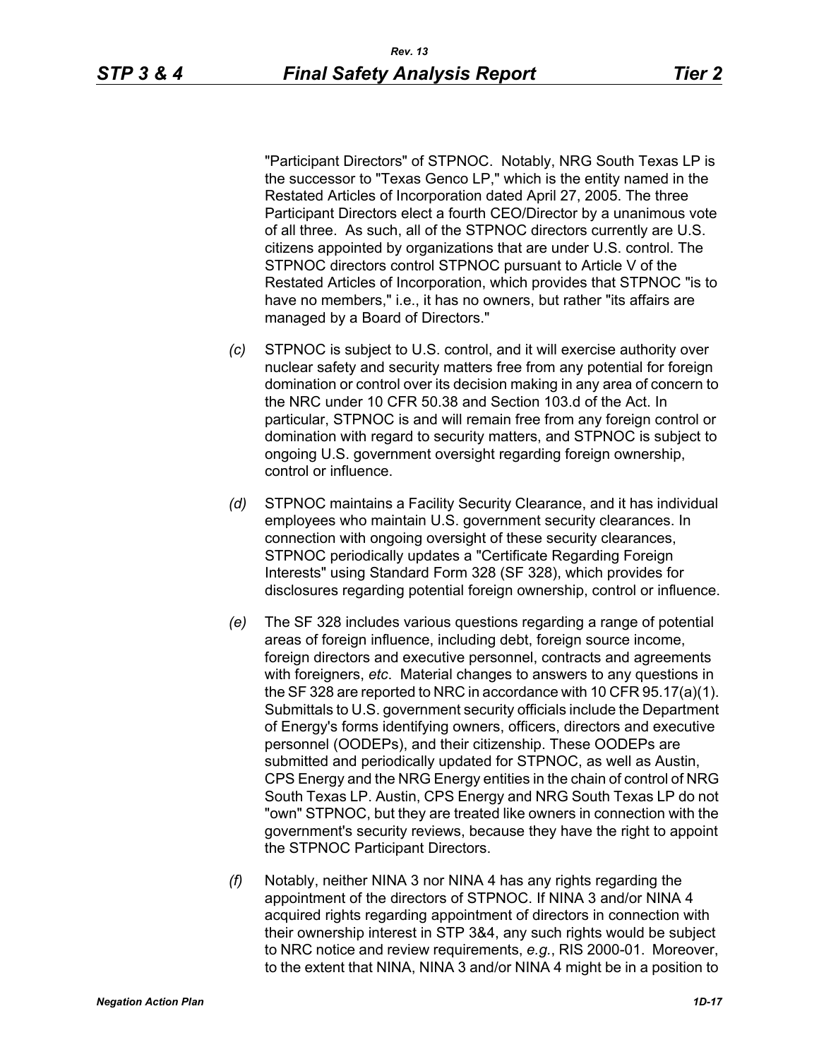"Participant Directors" of STPNOC. Notably, NRG South Texas LP is the successor to "Texas Genco LP," which is the entity named in the Restated Articles of Incorporation dated April 27, 2005. The three Participant Directors elect a fourth CEO/Director by a unanimous vote of all three. As such, all of the STPNOC directors currently are U.S. citizens appointed by organizations that are under U.S. control. The STPNOC directors control STPNOC pursuant to Article V of the Restated Articles of Incorporation, which provides that STPNOC "is to have no members," i.e., it has no owners, but rather "its affairs are managed by a Board of Directors."

*(c)* STPNOC is subject to U.S. control, and it will exercise authority over nuclear safety and security matters free from any potential for foreign domination or control over its decision making in any area of concern to the NRC under 10 CFR 50.38 and Section 103.d of the Act. In particular, STPNOC is and will remain free from any foreign control or domination with regard to security matters, and STPNOC is subject to ongoing U.S. government oversight regarding foreign ownership, control or influence.

*(d)* STPNOC maintains a Facility Security Clearance, and it has individual employees who maintain U.S. government security clearances. In connection with ongoing oversight of these security clearances, STPNOC periodically updates a "Certificate Regarding Foreign Interests" using Standard Form 328 (SF 328), which provides for disclosures regarding potential foreign ownership, control or influence.

*(e)* The SF 328 includes various questions regarding a range of potential areas of foreign influence, including debt, foreign source income, foreign directors and executive personnel, contracts and agreements with foreigners, *etc*. Material changes to answers to any questions in the SF 328 are reported to NRC in accordance with 10 CFR 95.17(a)(1). Submittals to U.S. government security officials include the Department of Energy's forms identifying owners, officers, directors and executive personnel (OODEPs), and their citizenship. These OODEPs are submitted and periodically updated for STPNOC, as well as Austin, CPS Energy and the NRG Energy entities in the chain of control of NRG South Texas LP. Austin, CPS Energy and NRG South Texas LP do not "own" STPNOC, but they are treated like owners in connection with the government's security reviews, because they have the right to appoint the STPNOC Participant Directors.

*(f)* Notably, neither NINA 3 nor NINA 4 has any rights regarding the appointment of the directors of STPNOC. If NINA 3 and/or NINA 4 acquired rights regarding appointment of directors in connection with their ownership interest in STP 3&4, any such rights would be subject to NRC notice and review requirements, *e.g.*, RIS 2000-01. Moreover, to the extent that NINA, NINA 3 and/or NINA 4 might be in a position to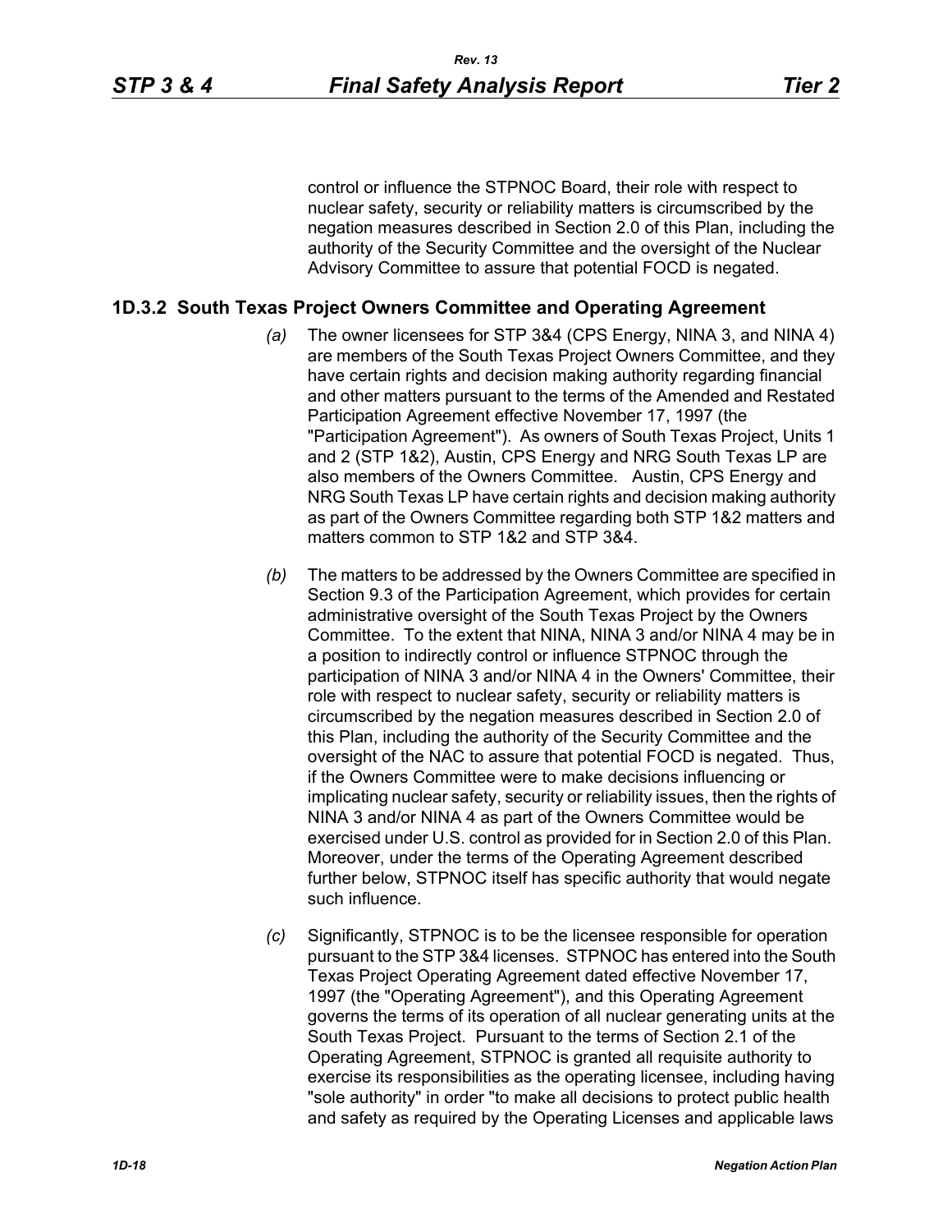control or influence the STPNOC Board, their role with respect to nuclear safety, security or reliability matters is circumscribed by the negation measures described in Section 2.0 of this Plan, including the authority of the Security Committee and the oversight of the Nuclear Advisory Committee to assure that potential FOCD is negated.

## 1D.3.2 South Texas Project Owners Committee and Operating Agreement

*(a)* The owner licensees for STP 3&4 (CPS Energy, NINA 3, and NINA 4) are members of the South Texas Project Owners Committee, and they have certain rights and decision making authority regarding financial and other matters pursuant to the terms of the Amended and Restated Participation Agreement effective November 17, 1997 (the "Participation Agreement"). As owners of South Texas Project, Units 1 and 2 (STP 1&2), Austin, CPS Energy and NRG South Texas LP are also members of the Owners Committee. Austin, CPS Energy and NRG South Texas LP have certain rights and decision making authority as part of the Owners Committee regarding both STP 1&2 matters and matters common to STP 1&2 and STP 3&4.

*(b)* The matters to be addressed by the Owners Committee are specified in Section 9.3 of the Participation Agreement, which provides for certain administrative oversight of the South Texas Project by the Owners Committee. To the extent that NINA, NINA 3 and/or NINA 4 may be in a position to indirectly control or influence STPNOC through the participation of NINA 3 and/or NINA 4 in the Owners' Committee, their role with respect to nuclear safety, security or reliability matters is circumscribed by the negation measures described in Section 2.0 of this Plan, including the authority of the Security Committee and the oversight of the NAC to assure that potential FOCD is negated. Thus, if the Owners Committee were to make decisions influencing or implicating nuclear safety, security or reliability issues, then the rights of NINA 3 and/or NINA 4 as part of the Owners Committee would be exercised under U.S. control as provided for in Section 2.0 of this Plan. Moreover, under the terms of the Operating Agreement described further below, STPNOC itself has specific authority that would negate such influence.

*(c)* Significantly, STPNOC is to be the licensee responsible for operation pursuant to the STP 3&4 licenses. STPNOC has entered into the South Texas Project Operating Agreement dated effective November 17, 1997 (the "Operating Agreement"), and this Operating Agreement governs the terms of its operation of all nuclear generating units at the South Texas Project. Pursuant to the terms of Section 2.1 of the Operating Agreement, STPNOC is granted all requisite authority to exercise its responsibilities as the operating licensee, including having "sole authority" in order "to make all decisions to protect public health and safety as required by the Operating Licenses and applicable laws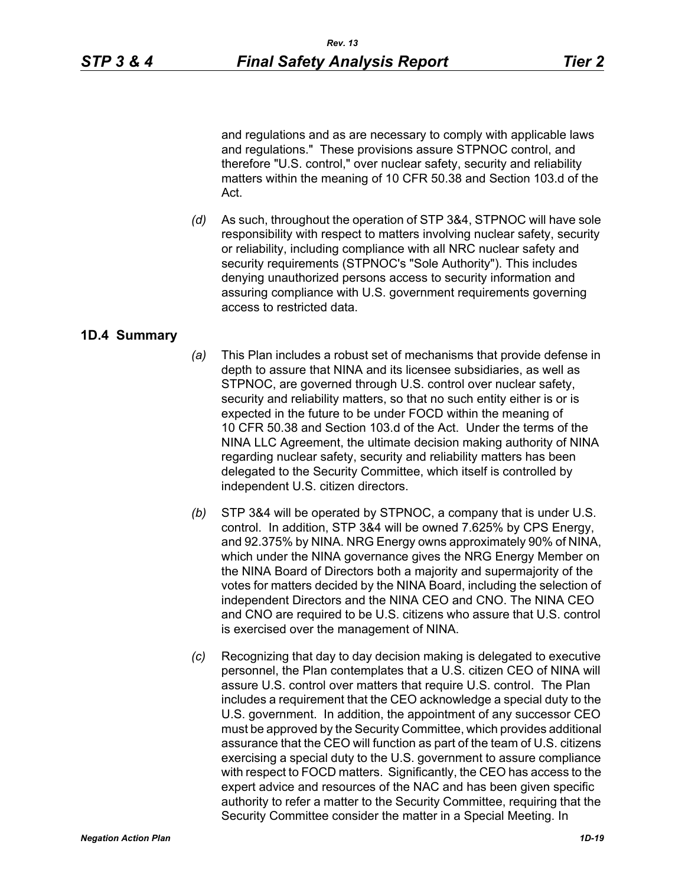and regulations and as are necessary to comply with applicable laws and regulations." These provisions assure STPNOC control, and therefore "U.S. control," over nuclear safety, security and reliability matters within the meaning of 10 CFR 50.38 and Section 103.d of the Act.

*(d)* As such, throughout the operation of STP 3&4, STPNOC will have sole responsibility with respect to matters involving nuclear safety, security or reliability, including compliance with all NRC nuclear safety and security requirements (STPNOC's "Sole Authority"). This includes denying unauthorized persons access to security information and assuring compliance with U.S. government requirements governing access to restricted data.

## 1D.4 Summary

*(a)* This Plan includes a robust set of mechanisms that provide defense in depth to assure that NINA and its licensee subsidiaries, as well as STPNOC, are governed through U.S. control over nuclear safety, security and reliability matters, so that no such entity either is or is expected in the future to be under FOCD within the meaning of 10 CFR 50.38 and Section 103.d of the Act. Under the terms of the NINA LLC Agreement, the ultimate decision making authority of NINA regarding nuclear safety, security and reliability matters has been delegated to the Security Committee, which itself is controlled by independent U.S. citizen directors.

*(b)* STP 3&4 will be operated by STPNOC, a company that is under U.S. control. In addition, STP 3&4 will be owned 7.625% by CPS Energy, and 92.375% by NINA. NRG Energy owns approximately 90% of NINA, which under the NINA governance gives the NRG Energy Member on the NINA Board of Directors both a majority and supermajority of the votes for matters decided by the NINA Board, including the selection of independent Directors and the NINA CEO and CNO. The NINA CEO and CNO are required to be U.S. citizens who assure that U.S. control is exercised over the management of NINA.

*(c)* Recognizing that day to day decision making is delegated to executive personnel, the Plan contemplates that a U.S. citizen CEO of NINA will assure U.S. control over matters that require U.S. control. The Plan includes a requirement that the CEO acknowledge a special duty to the U.S. government. In addition, the appointment of any successor CEO must be approved by the Security Committee, which provides additional assurance that the CEO will function as part of the team of U.S. citizens exercising a special duty to the U.S. government to assure compliance with respect to FOCD matters. Significantly, the CEO has access to the expert advice and resources of the NAC and has been given specific authority to refer a matter to the Security Committee, requiring that the Security Committee consider the matter in a Special Meeting. In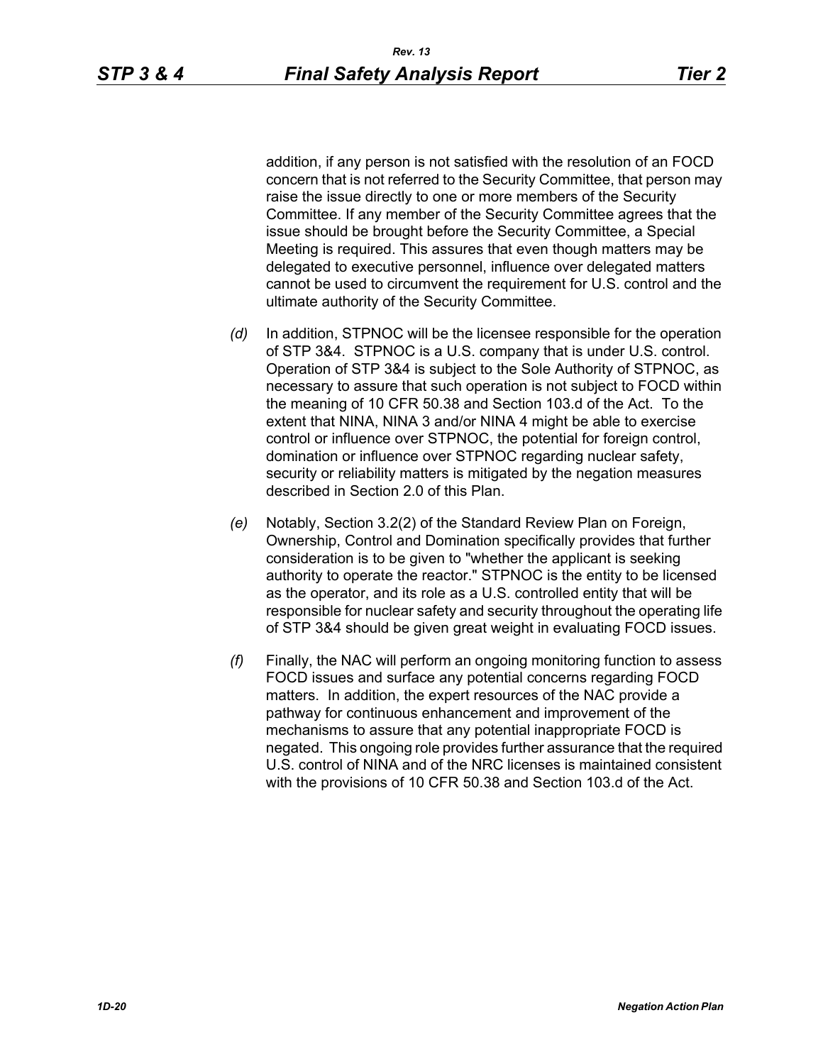addition, if any person is not satisfied with the resolution of an FOCD concern that is not referred to the Security Committee, that person may raise the issue directly to one or more members of the Security Committee. If any member of the Security Committee agrees that the issue should be brought before the Security Committee, a Special Meeting is required. This assures that even though matters may be delegated to executive personnel, influence over delegated matters cannot be used to circumvent the requirement for U.S. control and the ultimate authority of the Security Committee.

*(d)* In addition, STPNOC will be the licensee responsible for the operation of STP 3&4. STPNOC is a U.S. company that is under U.S. control. Operation of STP 3&4 is subject to the Sole Authority of STPNOC, as necessary to assure that such operation is not subject to FOCD within the meaning of 10 CFR 50.38 and Section 103.d of the Act. To the extent that NINA, NINA 3 and/or NINA 4 might be able to exercise control or influence over STPNOC, the potential for foreign control, domination or influence over STPNOC regarding nuclear safety, security or reliability matters is mitigated by the negation measures described in Section 2.0 of this Plan.

*(e)* Notably, Section 3.2(2) of the Standard Review Plan on Foreign, Ownership, Control and Domination specifically provides that further consideration is to be given to "whether the applicant is seeking authority to operate the reactor." STPNOC is the entity to be licensed as the operator, and its role as a U.S. controlled entity that will be responsible for nuclear safety and security throughout the operating life of STP 3&4 should be given great weight in evaluating FOCD issues.

*(f)* Finally, the NAC will perform an ongoing monitoring function to assess FOCD issues and surface any potential concerns regarding FOCD matters. In addition, the expert resources of the NAC provide a pathway for continuous enhancement and improvement of the mechanisms to assure that any potential inappropriate FOCD is negated. This ongoing role provides further assurance that the required U.S. control of NINA and of the NRC licenses is maintained consistent with the provisions of 10 CFR 50.38 and Section 103.d of the Act.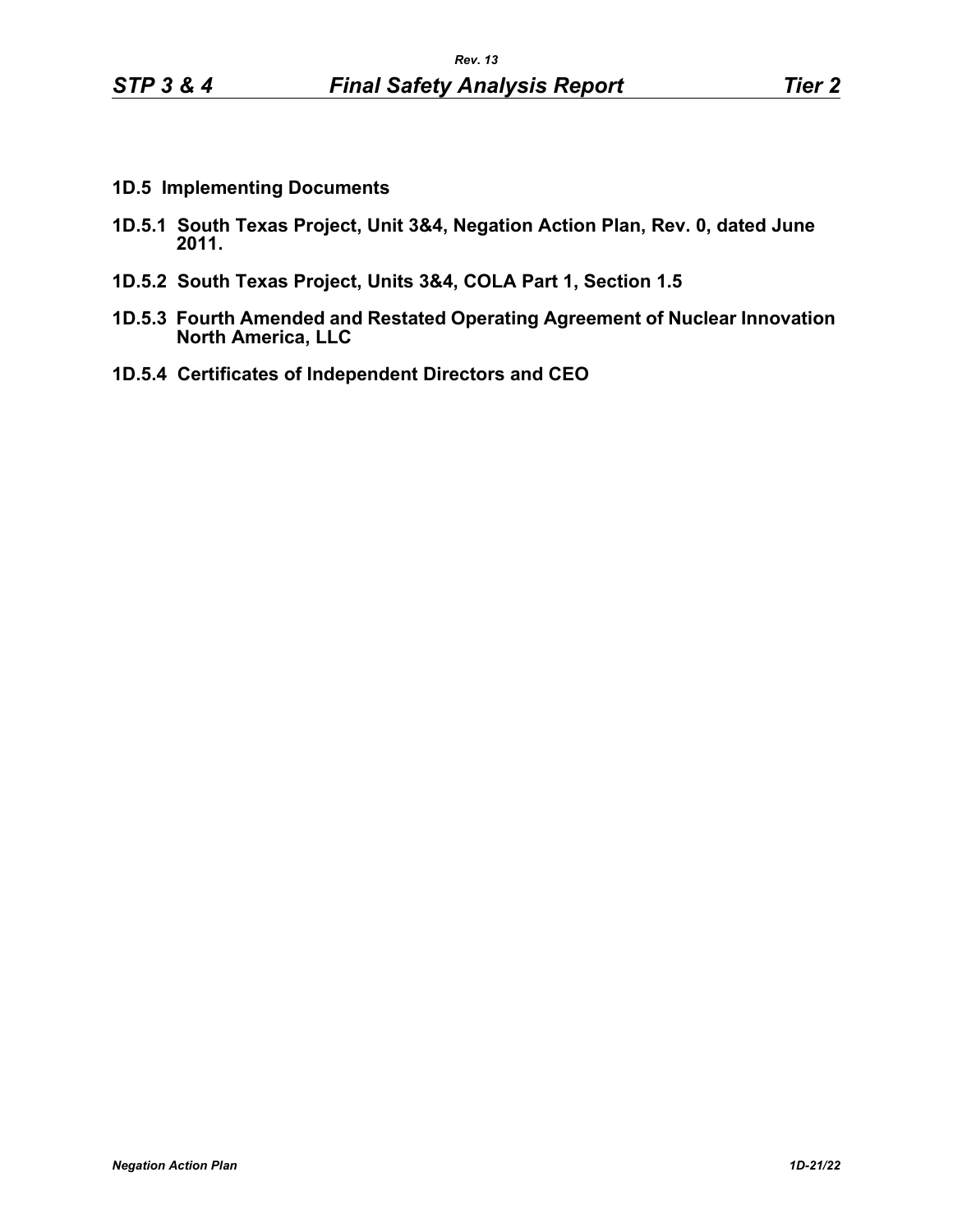## 1D.5 Implementing Documents

### 1D.5.1 South Texas Project, Unit 3&4, Negation Action Plan, Rev. 0, dated June 2011.

### 1D.5.2 South Texas Project, Units 3&4, COLA Part 1, Section 1.5

### 1D.5.3 Fourth Amended and Restated Operating Agreement of Nuclear Innovation North America, LLC

### 1D.5.4 Certificates of Independent Directors and CEO